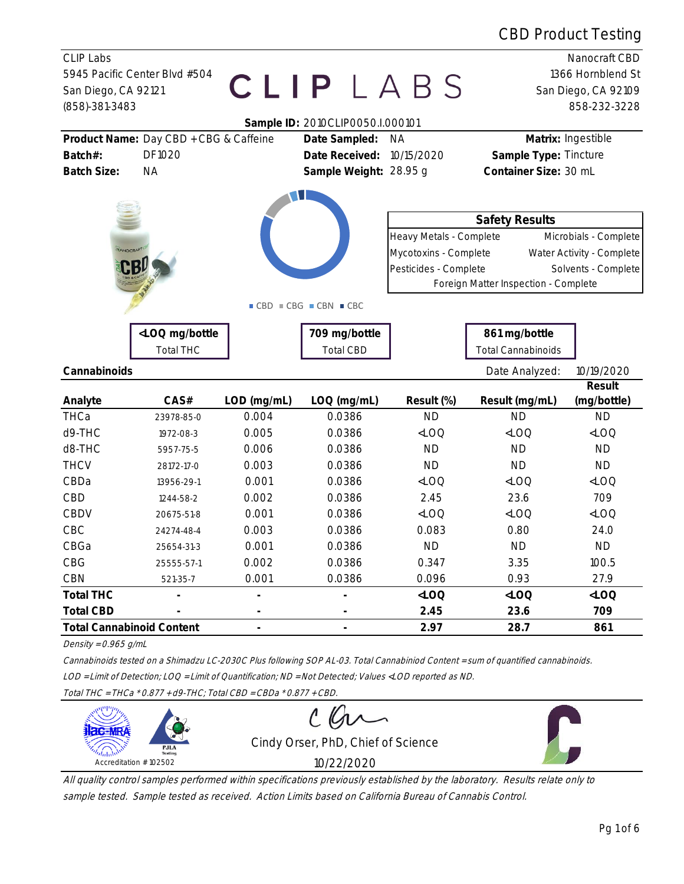# CBD Product Testing

CLIP Labs
5945 Pacific Center Blvd #504
San Diego, CA 92121
(858)-381-3483

CLIP LABS

Nanocraft CBD
1366 Hornblend St
San Diego, CA 92109
858-232-3228

**Sample ID:** 2010CLIP0050.I.000101

| | | | | | |
|---|---|---|---|---|---|
| **Product Name:** | Day CBD + CBG & Caffeine | **Date Sampled:** | NA | **Matrix:** | Ingestible |
| **Batch#:** | DF1020 | **Date Received:** | 10/15/2020 | **Sample Type:** | Tincture |
| **Batch Size:** | NA | **Sample Weight:** | 28.95 g | **Container Size:** | 30 mL |

CBD ■ CBG ■ CBN ■ CBC

| **Safety Results** | |
|---|---|
| Heavy Metals - Complete | Microbials - Complete |
| Mycotoxins - Complete | Water Activity - Complete |
| Pesticides - Complete | Solvents - Complete |
| Foreign Matter Inspection - Complete | |

| **<LOQ mg/bottle** | **709 mg/bottle** | **861 mg/bottle** |
|---|---|---|
| Total THC | Total CBD | Total Cannabinoids |

**Cannabinoids** — Date Analyzed: 10/19/2020

| Analyte | CAS# | LOD (mg/mL) | LOQ (mg/mL) | Result (%) | Result (mg/mL) | Result (mg/bottle) |
|---|---|---|---|---|---|---|
| THCa | 23978-85-0 | 0.004 | 0.0386 | ND | ND | ND |
| d9-THC | 1972-08-3 | 0.005 | 0.0386 | <LOQ | <LOQ | <LOQ |
| d8-THC | 5957-75-5 | 0.006 | 0.0386 | ND | ND | ND |
| THCV | 28172-17-0 | 0.003 | 0.0386 | ND | ND | ND |
| CBDa | 13956-29-1 | 0.001 | 0.0386 | <LOQ | <LOQ | <LOQ |
| CBD | 1244-58-2 | 0.002 | 0.0386 | 2.45 | 23.6 | 709 |
| CBDV | 20675-51-8 | 0.001 | 0.0386 | <LOQ | <LOQ | <LOQ |
| CBC | 24274-48-4 | 0.003 | 0.0386 | 0.083 | 0.80 | 24.0 |
| CBGa | 25654-31-3 | 0.001 | 0.0386 | ND | ND | ND |
| CBG | 25555-57-1 | 0.002 | 0.0386 | 0.347 | 3.35 | 100.5 |
| CBN | 521-35-7 | 0.001 | 0.0386 | 0.096 | 0.93 | 27.9 |
| **Total THC** | - | - | - | **<LOQ** | **<LOQ** | **<LOQ** |
| **Total CBD** | - | - | - | **2.45** | **23.6** | **709** |
| **Total Cannabinoid Content** | | - | - | **2.97** | **28.7** | **861** |

*Density = 0.965 g/mL*

*Cannabinoids tested on a Shimadzu LC-2030C Plus following SOP AL-03. Total Cannabiniod Content = sum of quantified cannabinoids.*

*LOD = Limit of Detection; LOQ = Limit of Quantification; ND = Not Detected; Values <LOD reported as ND.*

*Total THC = THCa * 0.877 + d9-THC; Total CBD = CBDa * 0.877 + CBD.*

ilac-MRA PJLA Testing
Accreditation # 102502

Cindy Orser, PhD, Chief of Science
10/22/2020

*All quality control samples performed within specifications previously established by the laboratory. Results relate only to sample tested. Sample tested as received. Action Limits based on California Bureau of Cannabis Control.*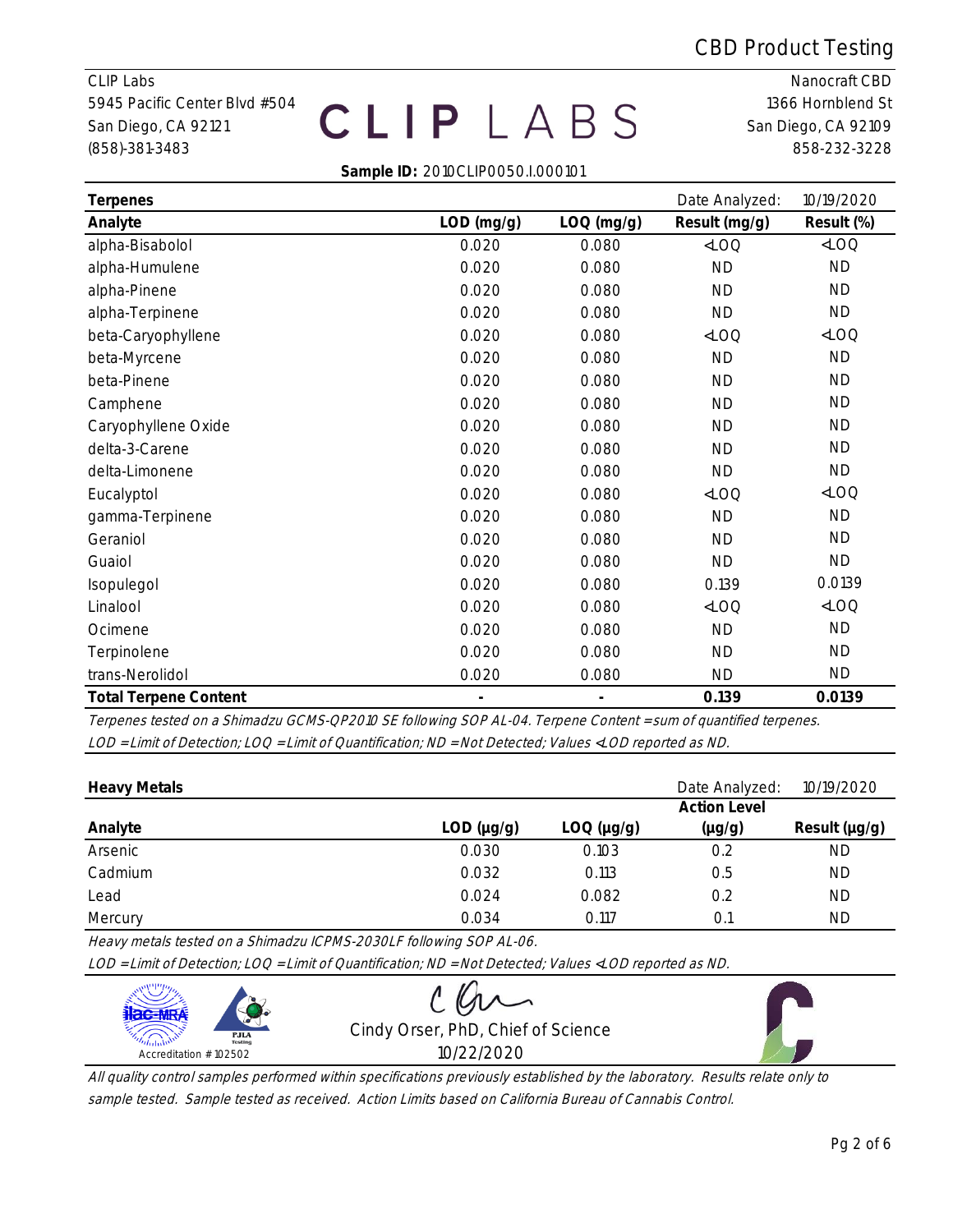# CBD Product Testing

CLIP Labs
5945 Pacific Center Blvd #504
San Diego, CA 92121
(858)-381-3483

CLIP LABS

Nanocraft CBD
1366 Hornblend St
San Diego, CA 92109
858-232-3228

**Sample ID:** 2010CLIP0050.I.000101

| **Terpenes** | | | Date Analyzed: | 10/19/2020 |
|---|---|---|---|---|
| **Analyte** | **LOD (mg/g)** | **LOQ (mg/g)** | **Result (mg/g)** | **Result (%)** |
| alpha-Bisabolol | 0.020 | 0.080 | <LOQ | <LOQ |
| alpha-Humulene | 0.020 | 0.080 | ND | ND |
| alpha-Pinene | 0.020 | 0.080 | ND | ND |
| alpha-Terpinene | 0.020 | 0.080 | ND | ND |
| beta-Caryophyllene | 0.020 | 0.080 | <LOQ | <LOQ |
| beta-Myrcene | 0.020 | 0.080 | ND | ND |
| beta-Pinene | 0.020 | 0.080 | ND | ND |
| Camphene | 0.020 | 0.080 | ND | ND |
| Caryophyllene Oxide | 0.020 | 0.080 | ND | ND |
| delta-3-Carene | 0.020 | 0.080 | ND | ND |
| delta-Limonene | 0.020 | 0.080 | ND | ND |
| Eucalyptol | 0.020 | 0.080 | <LOQ | <LOQ |
| gamma-Terpinene | 0.020 | 0.080 | ND | ND |
| Geraniol | 0.020 | 0.080 | ND | ND |
| Guaiol | 0.020 | 0.080 | ND | ND |
| Isopulegol | 0.020 | 0.080 | 0.139 | 0.0139 |
| Linalool | 0.020 | 0.080 | <LOQ | <LOQ |
| Ocimene | 0.020 | 0.080 | ND | ND |
| Terpinolene | 0.020 | 0.080 | ND | ND |
| trans-Nerolidol | 0.020 | 0.080 | ND | ND |
| **Total Terpene Content** | - | - | **0.139** | **0.0139** |

*Terpenes tested on a Shimadzu GCMS-QP2010 SE following SOP AL-04. Terpene Content = sum of quantified terpenes.*
*LOD = Limit of Detection; LOQ = Limit of Quantification; ND = Not Detected; Values <LOD reported as ND.*

| **Heavy Metals** | | | Date Analyzed: | 10/19/2020 |
|---|---|---|---|---|
| **Analyte** | **LOD (µg/g)** | **LOQ (µg/g)** | **Action Level (µg/g)** | **Result (µg/g)** |
| Arsenic | 0.030 | 0.103 | 0.2 | ND |
| Cadmium | 0.032 | 0.113 | 0.5 | ND |
| Lead | 0.024 | 0.082 | 0.2 | ND |
| Mercury | 0.034 | 0.117 | 0.1 | ND |

*Heavy metals tested on a Shimadzu ICPMS-2030LF following SOP AL-06.*
*LOD = Limit of Detection; LOQ = Limit of Quantification; ND = Not Detected; Values <LOD reported as ND.*

Accreditation # 102502

Cindy Orser, PhD, Chief of Science
10/22/2020

*All quality control samples performed within specifications previously established by the laboratory. Results relate only to sample tested. Sample tested as received. Action Limits based on California Bureau of Cannabis Control.*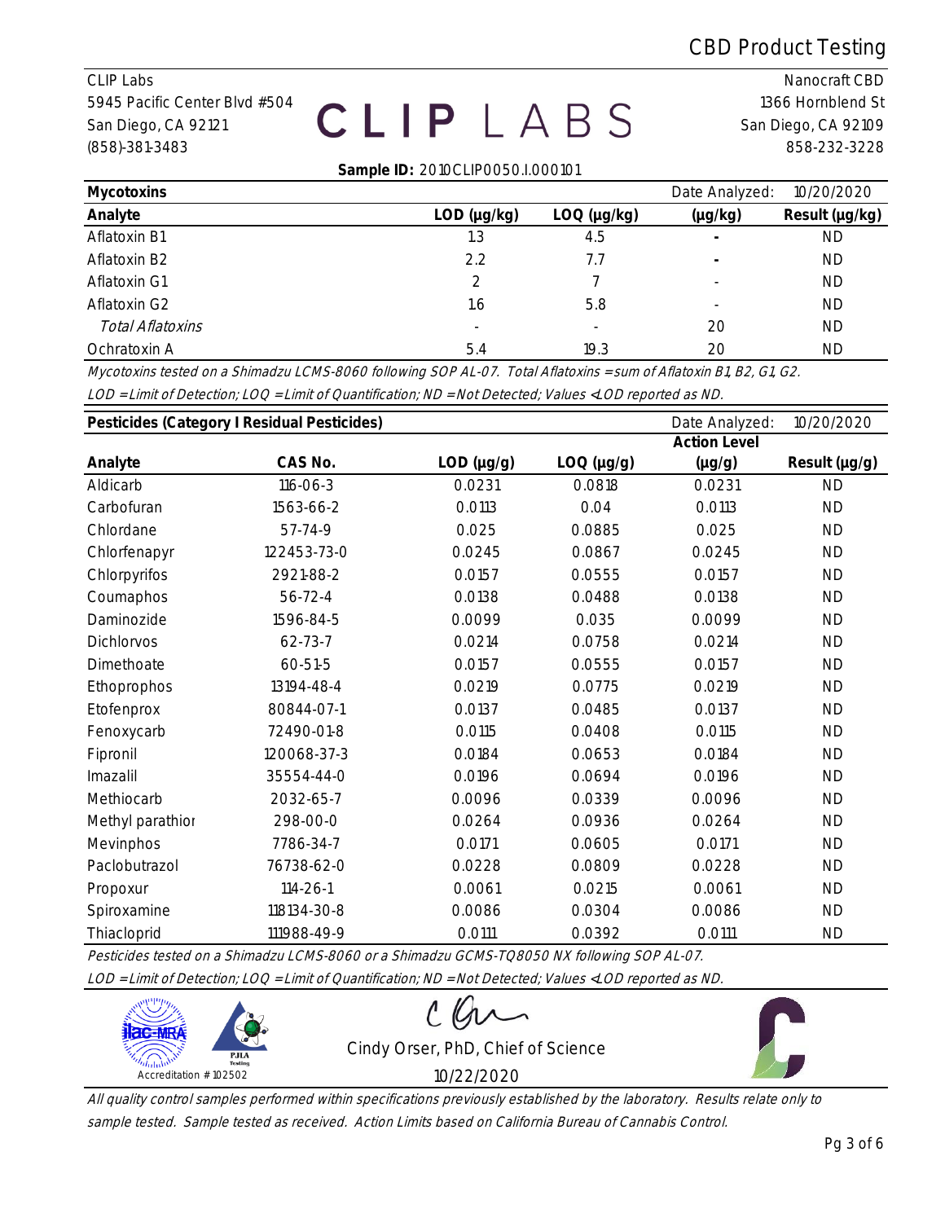# CBD Product Testing

CLIP Labs
5945 Pacific Center Blvd #504
San Diego, CA 92121
(858)-381-3483

CLIP LABS

Nanocraft CBD
1366 Hornblend St
San Diego, CA 92109
858-232-3228

**Sample ID:** 2010CLIP0050.I.000101

| **Mycotoxins** | | | Date Analyzed: | 10/20/2020 |
|---|---|---|---|---|
| **Analyte** | **LOD (µg/kg)** | **LOQ (µg/kg)** | **(µg/kg)** | **Result (µg/kg)** |
| Aflatoxin B1 | 1.3 | 4.5 | - | ND |
| Aflatoxin B2 | 2.2 | 7.7 | - | ND |
| Aflatoxin G1 | 2 | 7 | - | ND |
| Aflatoxin G2 | 1.6 | 5.8 | - | ND |
| *Total Aflatoxins* | - | - | 20 | ND |
| Ochratoxin A | 5.4 | 19.3 | 20 | ND |

*Mycotoxins tested on a Shimadzu LCMS-8060 following SOP AL-07. Total Aflatoxins = sum of Aflatoxin B1, B2, G1, G2.*

*LOD = Limit of Detection; LOQ = Limit of Quantification; ND = Not Detected; Values <LOD reported as ND.*

| **Pesticides (Category I Residual Pesticides)** | | | | Date Analyzed: | 10/20/2020 |
|---|---|---|---|---|---|
| | | | | **Action Level** | |
| **Analyte** | **CAS No.** | **LOD (µg/g)** | **LOQ (µg/g)** | **(µg/g)** | **Result (µg/g)** |
| Aldicarb | 116-06-3 | 0.0231 | 0.0818 | 0.0231 | ND |
| Carbofuran | 1563-66-2 | 0.0113 | 0.04 | 0.0113 | ND |
| Chlordane | 57-74-9 | 0.025 | 0.0885 | 0.025 | ND |
| Chlorfenapyr | 122453-73-0 | 0.0245 | 0.0867 | 0.0245 | ND |
| Chlorpyrifos | 2921-88-2 | 0.0157 | 0.0555 | 0.0157 | ND |
| Coumaphos | 56-72-4 | 0.0138 | 0.0488 | 0.0138 | ND |
| Daminozide | 1596-84-5 | 0.0099 | 0.035 | 0.0099 | ND |
| Dichlorvos | 62-73-7 | 0.0214 | 0.0758 | 0.0214 | ND |
| Dimethoate | 60-51-5 | 0.0157 | 0.0555 | 0.0157 | ND |
| Ethoprophos | 13194-48-4 | 0.0219 | 0.0775 | 0.0219 | ND |
| Etofenprox | 80844-07-1 | 0.0137 | 0.0485 | 0.0137 | ND |
| Fenoxycarb | 72490-01-8 | 0.0115 | 0.0408 | 0.0115 | ND |
| Fipronil | 120068-37-3 | 0.0184 | 0.0653 | 0.0184 | ND |
| Imazalil | 35554-44-0 | 0.0196 | 0.0694 | 0.0196 | ND |
| Methiocarb | 2032-65-7 | 0.0096 | 0.0339 | 0.0096 | ND |
| Methyl parathion | 298-00-0 | 0.0264 | 0.0936 | 0.0264 | ND |
| Mevinphos | 7786-34-7 | 0.0171 | 0.0605 | 0.0171 | ND |
| Paclobutrazol | 76738-62-0 | 0.0228 | 0.0809 | 0.0228 | ND |
| Propoxur | 114-26-1 | 0.0061 | 0.0215 | 0.0061 | ND |
| Spiroxamine | 118134-30-8 | 0.0086 | 0.0304 | 0.0086 | ND |
| Thiacloprid | 111988-49-9 | 0.0111 | 0.0392 | 0.0111 | ND |

*Pesticides tested on a Shimadzu LCMS-8060 or a Shimadzu GCMS-TQ8050 NX following SOP AL-07.*

*LOD = Limit of Detection; LOQ = Limit of Quantification; ND = Not Detected; Values <LOD reported as ND.*

Accreditation # 102502

Cindy Orser, PhD, Chief of Science
10/22/2020

*All quality control samples performed within specifications previously established by the laboratory. Results relate only to sample tested. Sample tested as received. Action Limits based on California Bureau of Cannabis Control.*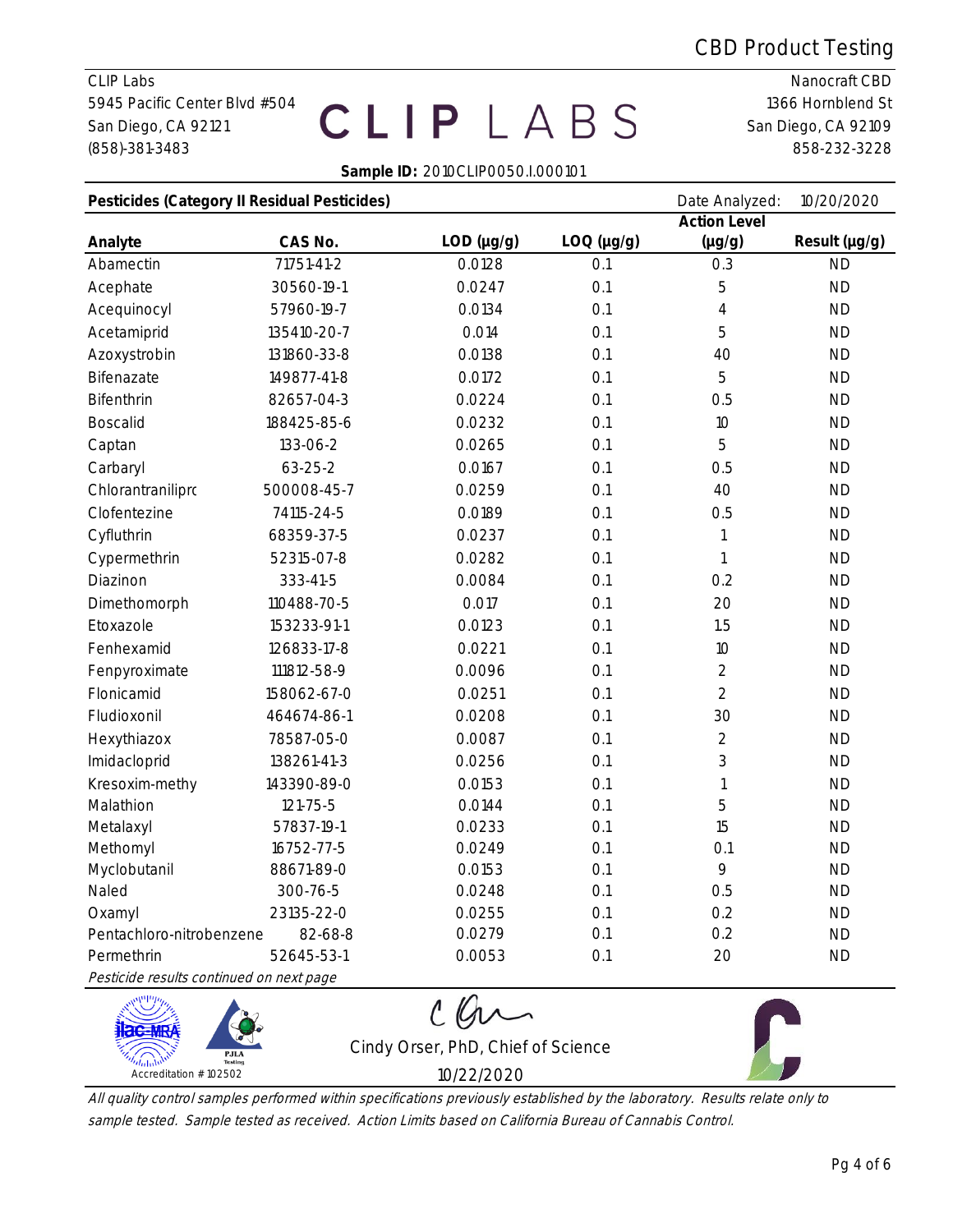CBD Product Testing

CLIP Labs
5945 Pacific Center Blvd #504
San Diego, CA 92121
(858)-381-3483

CLIP LABS

Nanocraft CBD
1366 Hornblend St
San Diego, CA 92109
858-232-3228

**Sample ID:** 2010CLIP0050.I.000101

**Pesticides (Category II Residual Pesticides)** Date Analyzed: 10/20/2020

| Analyte | CAS No. | LOD (µg/g) | LOQ (µg/g) | Action Level (µg/g) | Result (µg/g) |
|---|---|---|---|---|---|
| Abamectin | 71751-41-2 | 0.0128 | 0.1 | 0.3 | ND |
| Acephate | 30560-19-1 | 0.0247 | 0.1 | 5 | ND |
| Acequinocyl | 57960-19-7 | 0.0134 | 0.1 | 4 | ND |
| Acetamiprid | 135410-20-7 | 0.014 | 0.1 | 5 | ND |
| Azoxystrobin | 131860-33-8 | 0.0138 | 0.1 | 40 | ND |
| Bifenazate | 149877-41-8 | 0.0172 | 0.1 | 5 | ND |
| Bifenthrin | 82657-04-3 | 0.0224 | 0.1 | 0.5 | ND |
| Boscalid | 188425-85-6 | 0.0232 | 0.1 | 10 | ND |
| Captan | 133-06-2 | 0.0265 | 0.1 | 5 | ND |
| Carbaryl | 63-25-2 | 0.0167 | 0.1 | 0.5 | ND |
| Chlorantraniliprc | 500008-45-7 | 0.0259 | 0.1 | 40 | ND |
| Clofentezine | 74115-24-5 | 0.0189 | 0.1 | 0.5 | ND |
| Cyfluthrin | 68359-37-5 | 0.0237 | 0.1 | 1 | ND |
| Cypermethrin | 52315-07-8 | 0.0282 | 0.1 | 1 | ND |
| Diazinon | 333-41-5 | 0.0084 | 0.1 | 0.2 | ND |
| Dimethomorph | 110488-70-5 | 0.017 | 0.1 | 20 | ND |
| Etoxazole | 153233-91-1 | 0.0123 | 0.1 | 1.5 | ND |
| Fenhexamid | 126833-17-8 | 0.0221 | 0.1 | 10 | ND |
| Fenpyroximate | 111812-58-9 | 0.0096 | 0.1 | 2 | ND |
| Flonicamid | 158062-67-0 | 0.0251 | 0.1 | 2 | ND |
| Fludioxonil | 464674-86-1 | 0.0208 | 0.1 | 30 | ND |
| Hexythiazox | 78587-05-0 | 0.0087 | 0.1 | 2 | ND |
| Imidacloprid | 138261-41-3 | 0.0256 | 0.1 | 3 | ND |
| Kresoxim-methy | 143390-89-0 | 0.0153 | 0.1 | 1 | ND |
| Malathion | 121-75-5 | 0.0144 | 0.1 | 5 | ND |
| Metalaxyl | 57837-19-1 | 0.0233 | 0.1 | 15 | ND |
| Methomyl | 16752-77-5 | 0.0249 | 0.1 | 0.1 | ND |
| Myclobutanil | 88671-89-0 | 0.0153 | 0.1 | 9 | ND |
| Naled | 300-76-5 | 0.0248 | 0.1 | 0.5 | ND |
| Oxamyl | 23135-22-0 | 0.0255 | 0.1 | 0.2 | ND |
| Pentachloro-nitrobenzene | 82-68-8 | 0.0279 | 0.1 | 0.2 | ND |
| Permethrin | 52645-53-1 | 0.0053 | 0.1 | 20 | ND |

*Pesticide results continued on next page*

Accreditation # 102502

Cindy Orser, PhD, Chief of Science
10/22/2020

*All quality control samples performed within specifications previously established by the laboratory. Results relate only to sample tested. Sample tested as received. Action Limits based on California Bureau of Cannabis Control.*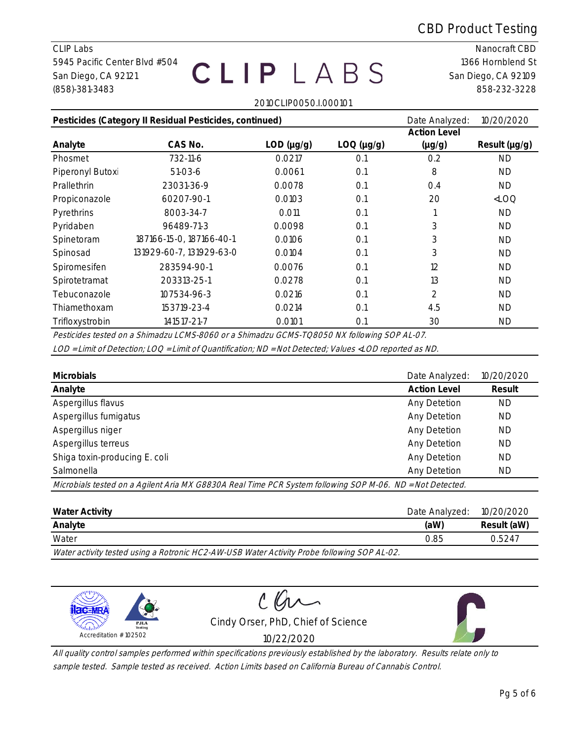# CBD Product Testing

CLIP Labs
5945 Pacific Center Blvd #504
San Diego, CA 92121
(858)-381-3483

CLIP LABS

Nanocraft CBD
1366 Hornblend St
San Diego, CA 92109
858-232-3228

2010CLIP0050.I.000101

## Pesticides (Category II Residual Pesticides, continued)

Date Analyzed: 10/20/2020

| Analyte | CAS No. | LOD (µg/g) | LOQ (µg/g) | Action Level (µg/g) | Result (µg/g) |
|---|---|---|---|---|---|
| Phosmet | 732-11-6 | 0.0217 | 0.1 | 0.2 | ND |
| Piperonyl Butoxi | 51-03-6 | 0.0061 | 0.1 | 8 | ND |
| Prallethrin | 23031-36-9 | 0.0078 | 0.1 | 0.4 | ND |
| Propiconazole | 60207-90-1 | 0.0103 | 0.1 | 20 | <LOQ |
| Pyrethrins | 8003-34-7 | 0.011 | 0.1 | 1 | ND |
| Pyridaben | 96489-71-3 | 0.0098 | 0.1 | 3 | ND |
| Spinetoram | 187166-15-0, 187166-40-1 | 0.0106 | 0.1 | 3 | ND |
| Spinosad | 131929-60-7, 131929-63-0 | 0.0104 | 0.1 | 3 | ND |
| Spiromesifen | 283594-90-1 | 0.0076 | 0.1 | 12 | ND |
| Spirotetramat | 203313-25-1 | 0.0278 | 0.1 | 13 | ND |
| Tebuconazole | 107534-96-3 | 0.0216 | 0.1 | 2 | ND |
| Thiamethoxam | 153719-23-4 | 0.0214 | 0.1 | 4.5 | ND |
| Trifloxystrobin | 141517-21-7 | 0.0101 | 0.1 | 30 | ND |

*Pesticides tested on a Shimadzu LCMS-8060 or a Shimadzu GCMS-TQ8050 NX following SOP AL-07.*

*LOD = Limit of Detection; LOQ = Limit of Quantification; ND = Not Detected; Values <LOD reported as ND.*

## Microbials

Date Analyzed: 10/20/2020

| Analyte | Action Level | Result |
|---|---|---|
| Aspergillus flavus | Any Detetion | ND |
| Aspergillus fumigatus | Any Detetion | ND |
| Aspergillus niger | Any Detetion | ND |
| Aspergillus terreus | Any Detetion | ND |
| Shiga toxin-producing E. coli | Any Detetion | ND |
| Salmonella | Any Detetion | ND |

*Microbials tested on a Agilent Aria MX G8830A Real Time PCR System following SOP M-06. ND = Not Detected.*

## Water Activity

Date Analyzed: 10/20/2020

| Analyte | (aW) | Result (aW) |
|---|---|---|
| Water | 0.85 | 0.5247 |

*Water activity tested using a Rotronic HC2-AW-USB Water Activity Probe following SOP AL-02.*

Accreditation # 102502

Cindy Orser, PhD, Chief of Science
10/22/2020

*All quality control samples performed within specifications previously established by the laboratory. Results relate only to sample tested. Sample tested as received. Action Limits based on California Bureau of Cannabis Control.*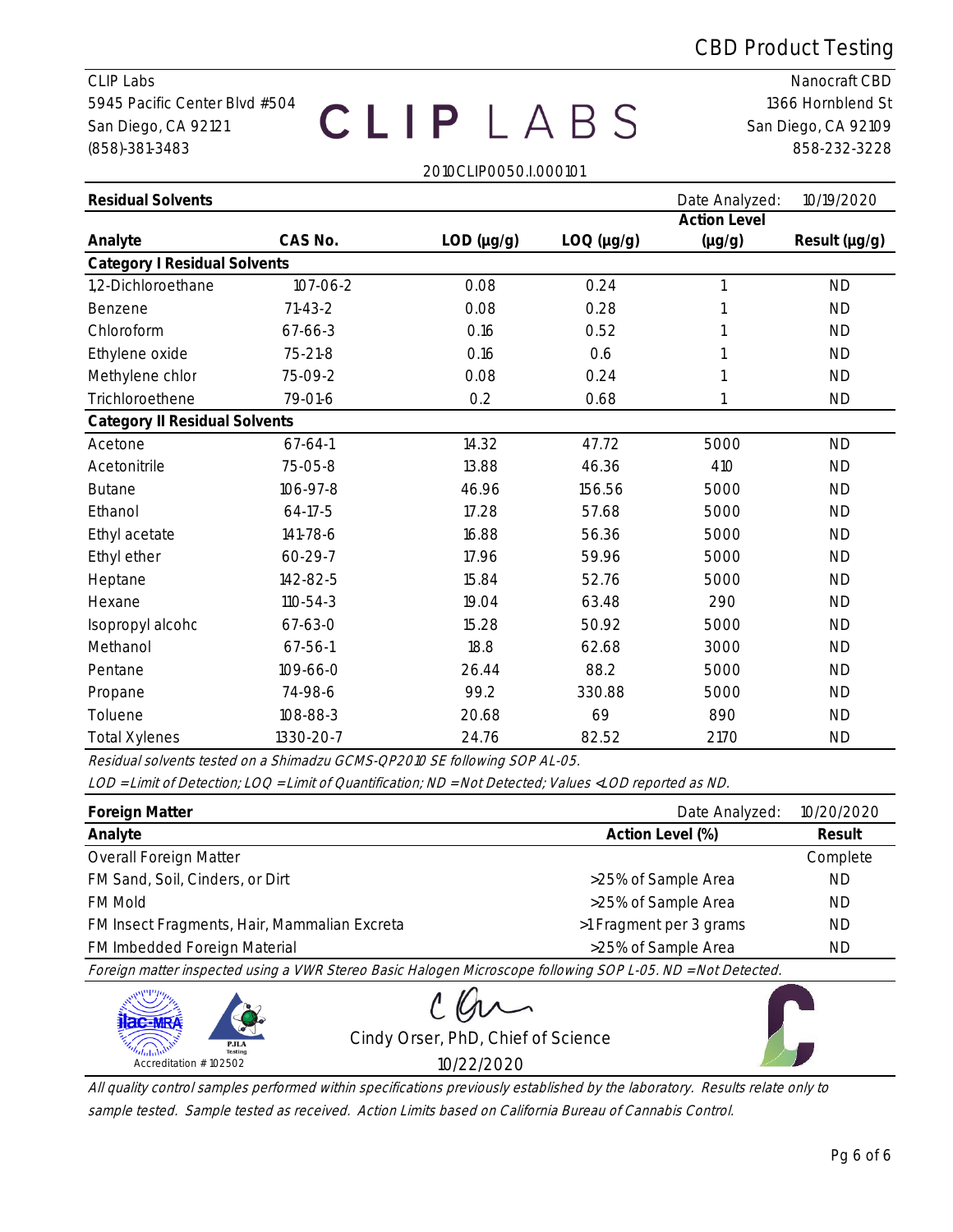# CBD Product Testing

CLIP Labs
5945 Pacific Center Blvd #504
San Diego, CA 92121
(858)-381-3483

CLIP LABS

Nanocraft CBD
1366 Hornblend St
San Diego, CA 92109
858-232-3228

2010CLIP0050.I.000101

## Residual Solvents

Date Analyzed: 10/19/2020

| Analyte | CAS No. | LOD (µg/g) | LOQ (µg/g) | Action Level (µg/g) | Result (µg/g) |
|---|---|---|---|---|---|
| **Category I Residual Solvents** | | | | | |
| 1,2-Dichloroethane | 107-06-2 | 0.08 | 0.24 | 1 | ND |
| Benzene | 71-43-2 | 0.08 | 0.28 | 1 | ND |
| Chloroform | 67-66-3 | 0.16 | 0.52 | 1 | ND |
| Ethylene oxide | 75-21-8 | 0.16 | 0.6 | 1 | ND |
| Methylene chlor | 75-09-2 | 0.08 | 0.24 | 1 | ND |
| Trichloroethene | 79-01-6 | 0.2 | 0.68 | 1 | ND |
| **Category II Residual Solvents** | | | | | |
| Acetone | 67-64-1 | 14.32 | 47.72 | 5000 | ND |
| Acetonitrile | 75-05-8 | 13.88 | 46.36 | 410 | ND |
| Butane | 106-97-8 | 46.96 | 156.56 | 5000 | ND |
| Ethanol | 64-17-5 | 17.28 | 57.68 | 5000 | ND |
| Ethyl acetate | 141-78-6 | 16.88 | 56.36 | 5000 | ND |
| Ethyl ether | 60-29-7 | 17.96 | 59.96 | 5000 | ND |
| Heptane | 142-82-5 | 15.84 | 52.76 | 5000 | ND |
| Hexane | 110-54-3 | 19.04 | 63.48 | 290 | ND |
| Isopropyl alcohc | 67-63-0 | 15.28 | 50.92 | 5000 | ND |
| Methanol | 67-56-1 | 18.8 | 62.68 | 3000 | ND |
| Pentane | 109-66-0 | 26.44 | 88.2 | 5000 | ND |
| Propane | 74-98-6 | 99.2 | 330.88 | 5000 | ND |
| Toluene | 108-88-3 | 20.68 | 69 | 890 | ND |
| Total Xylenes | 1330-20-7 | 24.76 | 82.52 | 2170 | ND |

*Residual solvents tested on a Shimadzu GCMS-QP2010 SE following SOP AL-05.*

*LOD = Limit of Detection; LOQ = Limit of Quantification; ND = Not Detected; Values <LOD reported as ND.*

## Foreign Matter

Date Analyzed: 10/20/2020

| Analyte | Action Level (%) | Result |
|---|---|---|
| Overall Foreign Matter | | Complete |
| FM Sand, Soil, Cinders, or Dirt | >25% of Sample Area | ND |
| FM Mold | >25% of Sample Area | ND |
| FM Insect Fragments, Hair, Mammalian Excreta | >1 Fragment per 3 grams | ND |
| FM Imbedded Foreign Material | >25% of Sample Area | ND |

*Foreign matter inspected using a VWR Stereo Basic Halogen Microscope following SOP L-05. ND = Not Detected.*

Accreditation # 102502

Cindy Orser, PhD, Chief of Science
10/22/2020

*All quality control samples performed within specifications previously established by the laboratory. Results relate only to sample tested. Sample tested as received. Action Limits based on California Bureau of Cannabis Control.*